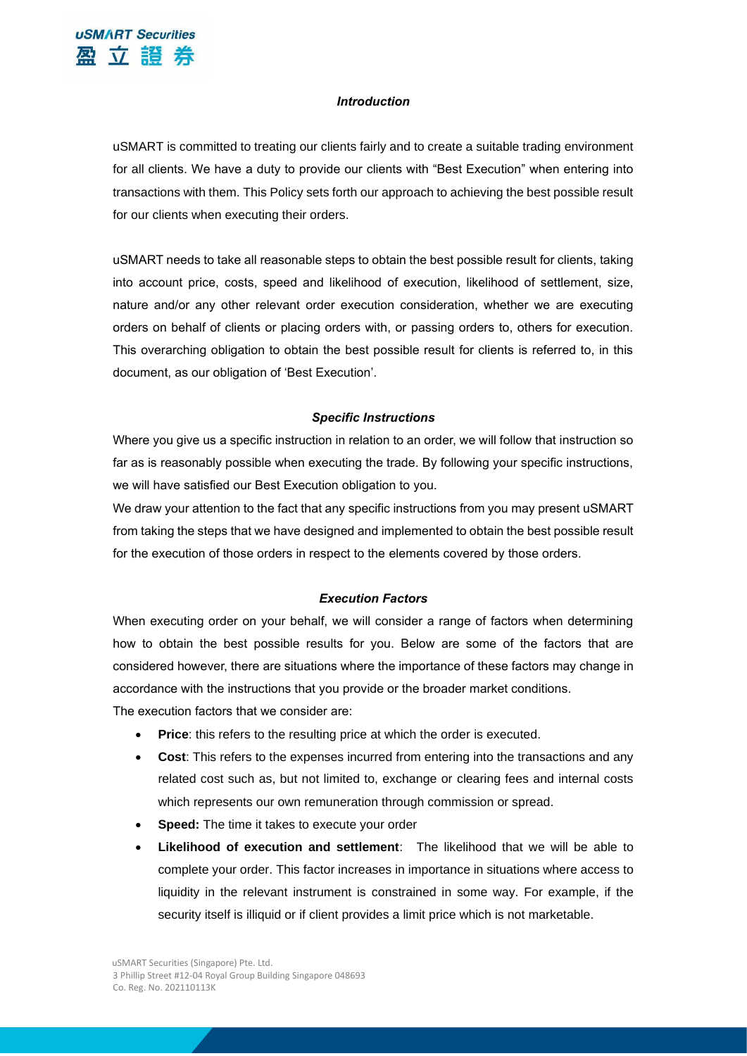## *Introduction*

uSMART is committed to treating our clients fairly and to create a suitable trading environment for all clients. We have a duty to provide our clients with "Best Execution" when entering into transactions with them. This Policy sets forth our approach to achieving the best possible result for our clients when executing their orders.

uSMART needs to take all reasonable steps to obtain the best possible result for clients, taking into account price, costs, speed and likelihood of execution, likelihood of settlement, size, nature and/or any other relevant order execution consideration, whether we are executing orders on behalf of clients or placing orders with, or passing orders to, others for execution. This overarching obligation to obtain the best possible result for clients is referred to, in this document, as our obligation of 'Best Execution'.

## *Specific Instructions*

Where you give us a specific instruction in relation to an order, we will follow that instruction so far as is reasonably possible when executing the trade. By following your specific instructions, we will have satisfied our Best Execution obligation to you.

We draw your attention to the fact that any specific instructions from you may present uSMART from taking the steps that we have designed and implemented to obtain the best possible result for the execution of those orders in respect to the elements covered by those orders.

## *Execution Factors*

When executing order on your behalf, we will consider a range of factors when determining how to obtain the best possible results for you. Below are some of the factors that are considered however, there are situations where the importance of these factors may change in accordance with the instructions that you provide or the broader market conditions.

The execution factors that we consider are:

- **Price**: this refers to the resulting price at which the order is executed.
- **Cost**: This refers to the expenses incurred from entering into the transactions and any related cost such as, but not limited to, exchange or clearing fees and internal costs which represents our own remuneration through commission or spread.
- **Speed:** The time it takes to execute your order
- **Likelihood of execution and settlement**: The likelihood that we will be able to complete your order. This factor increases in importance in situations where access to liquidity in the relevant instrument is constrained in some way. For example, if the security itself is illiquid or if client provides a limit price which is not marketable.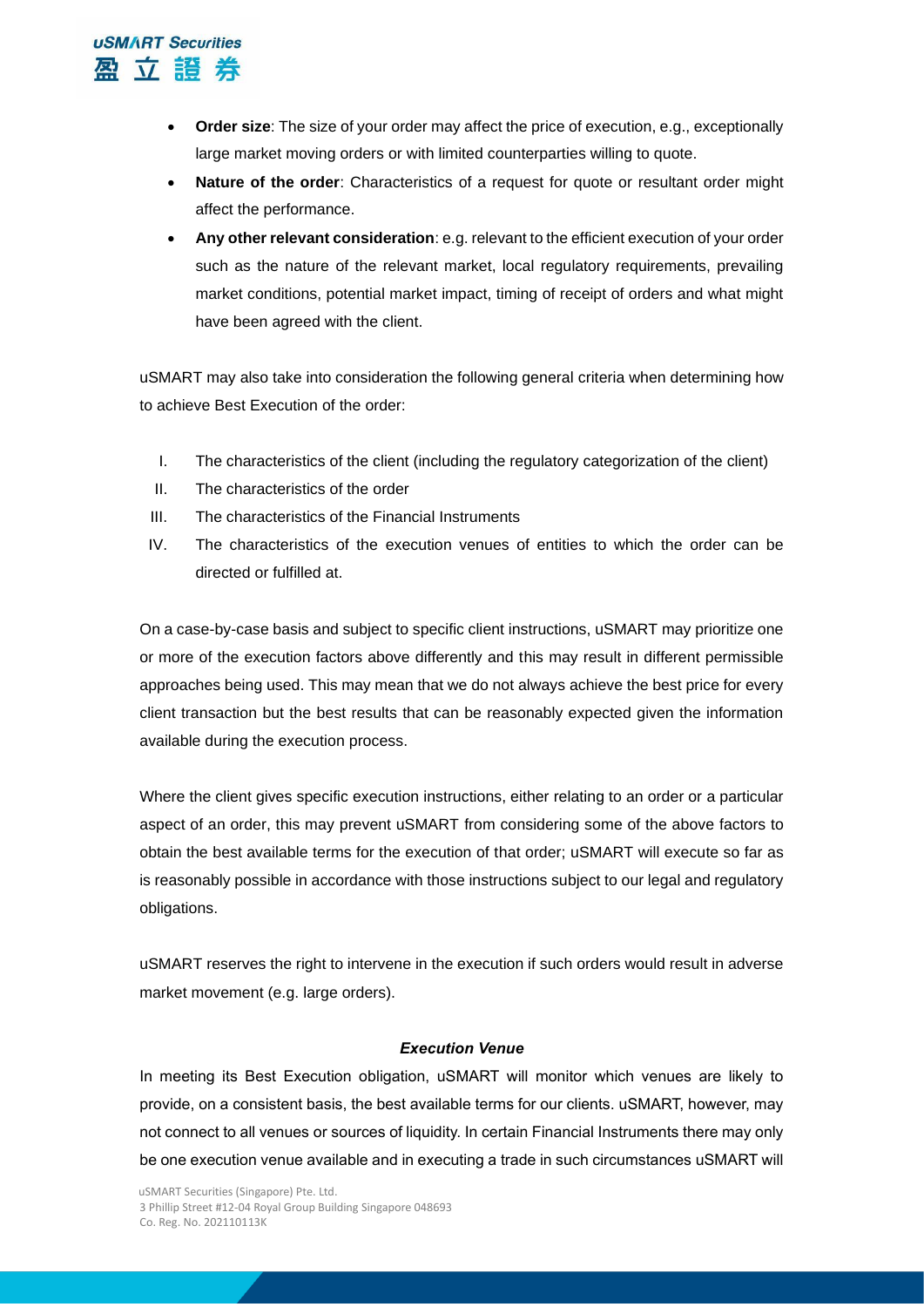- **Order size**: The size of your order may affect the price of execution, e.g., exceptionally large market moving orders or with limited counterparties willing to quote.
- **Nature of the order**: Characteristics of a request for quote or resultant order might affect the performance.
- **Any other relevant consideration**: e.g. relevant to the efficient execution of your order such as the nature of the relevant market, local regulatory requirements, prevailing market conditions, potential market impact, timing of receipt of orders and what might have been agreed with the client.

uSMART may also take into consideration the following general criteria when determining how to achieve Best Execution of the order:

I. The characteristics of the client (including the regulatory categorization of the client)
II. The characteristics of the order
III. The characteristics of the Financial Instruments
IV. The characteristics of the execution venues of entities to which the order can be directed or fulfilled at.

On a case-by-case basis and subject to specific client instructions, uSMART may prioritize one or more of the execution factors above differently and this may result in different permissible approaches being used. This may mean that we do not always achieve the best price for every client transaction but the best results that can be reasonably expected given the information available during the execution process.

Where the client gives specific execution instructions, either relating to an order or a particular aspect of an order, this may prevent uSMART from considering some of the above factors to obtain the best available terms for the execution of that order; uSMART will execute so far as is reasonably possible in accordance with those instructions subject to our legal and regulatory obligations.

uSMART reserves the right to intervene in the execution if such orders would result in adverse market movement (e.g. large orders).

***Execution Venue***

In meeting its Best Execution obligation, uSMART will monitor which venues are likely to provide, on a consistent basis, the best available terms for our clients. uSMART, however, may not connect to all venues or sources of liquidity. In certain Financial Instruments there may only be one execution venue available and in executing a trade in such circumstances uSMART will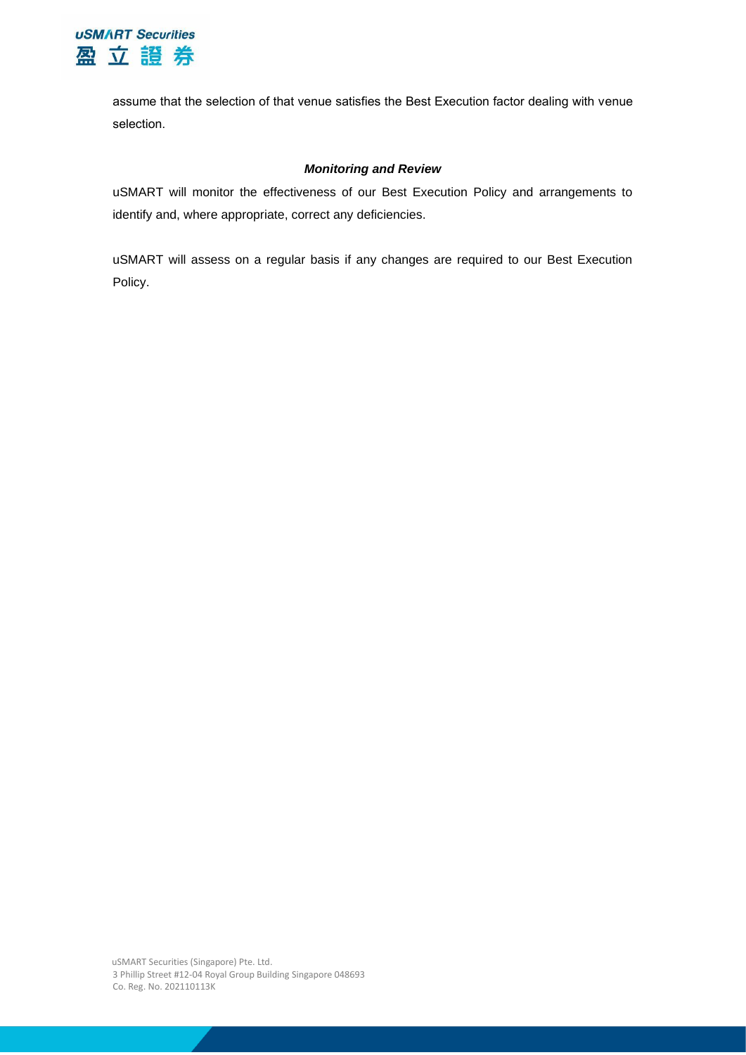assume that the selection of that venue satisfies the Best Execution factor dealing with venue selection.

***Monitoring and Review***

uSMART will monitor the effectiveness of our Best Execution Policy and arrangements to identify and, where appropriate, correct any deficiencies.

uSMART will assess on a regular basis if any changes are required to our Best Execution Policy.